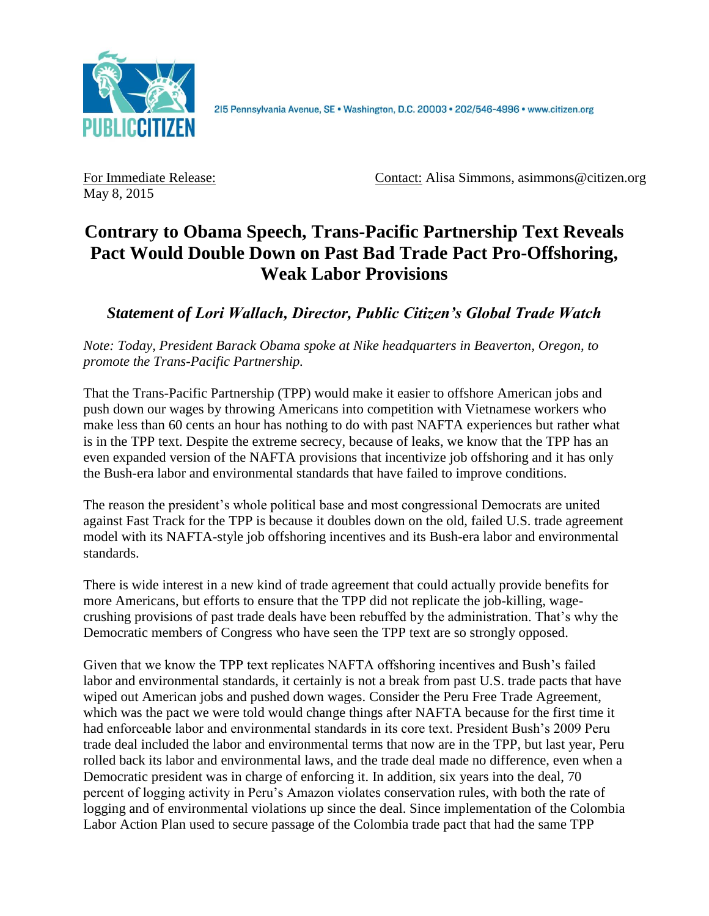215 Pennsylvania Avenue, SE • Washington, D.C. 20003 • 202/546-4996 • www.citizen.org

For Immediate Release:
May 8, 2015

Contact: Alisa Simmons, asimmons@citizen.org

# Contrary to Obama Speech, Trans-Pacific Partnership Text Reveals Pact Would Double Down on Past Bad Trade Pact Pro-Offshoring, Weak Labor Provisions

## *Statement of Lori Wallach, Director, Public Citizen's Global Trade Watch*

*Note: Today, President Barack Obama spoke at Nike headquarters in Beaverton, Oregon, to promote the Trans-Pacific Partnership.*

That the Trans-Pacific Partnership (TPP) would make it easier to offshore American jobs and push down our wages by throwing Americans into competition with Vietnamese workers who make less than 60 cents an hour has nothing to do with past NAFTA experiences but rather what is in the TPP text. Despite the extreme secrecy, because of leaks, we know that the TPP has an even expanded version of the NAFTA provisions that incentivize job offshoring and it has only the Bush-era labor and environmental standards that have failed to improve conditions.

The reason the president's whole political base and most congressional Democrats are united against Fast Track for the TPP is because it doubles down on the old, failed U.S. trade agreement model with its NAFTA-style job offshoring incentives and its Bush-era labor and environmental standards.

There is wide interest in a new kind of trade agreement that could actually provide benefits for more Americans, but efforts to ensure that the TPP did not replicate the job-killing, wage-crushing provisions of past trade deals have been rebuffed by the administration. That's why the Democratic members of Congress who have seen the TPP text are so strongly opposed.

Given that we know the TPP text replicates NAFTA offshoring incentives and Bush's failed labor and environmental standards, it certainly is not a break from past U.S. trade pacts that have wiped out American jobs and pushed down wages. Consider the Peru Free Trade Agreement, which was the pact we were told would change things after NAFTA because for the first time it had enforceable labor and environmental standards in its core text. President Bush's 2009 Peru trade deal included the labor and environmental terms that now are in the TPP, but last year, Peru rolled back its labor and environmental laws, and the trade deal made no difference, even when a Democratic president was in charge of enforcing it. In addition, six years into the deal, 70 percent of logging activity in Peru's Amazon violates conservation rules, with both the rate of logging and of environmental violations up since the deal. Since implementation of the Colombia Labor Action Plan used to secure passage of the Colombia trade pact that had the same TPP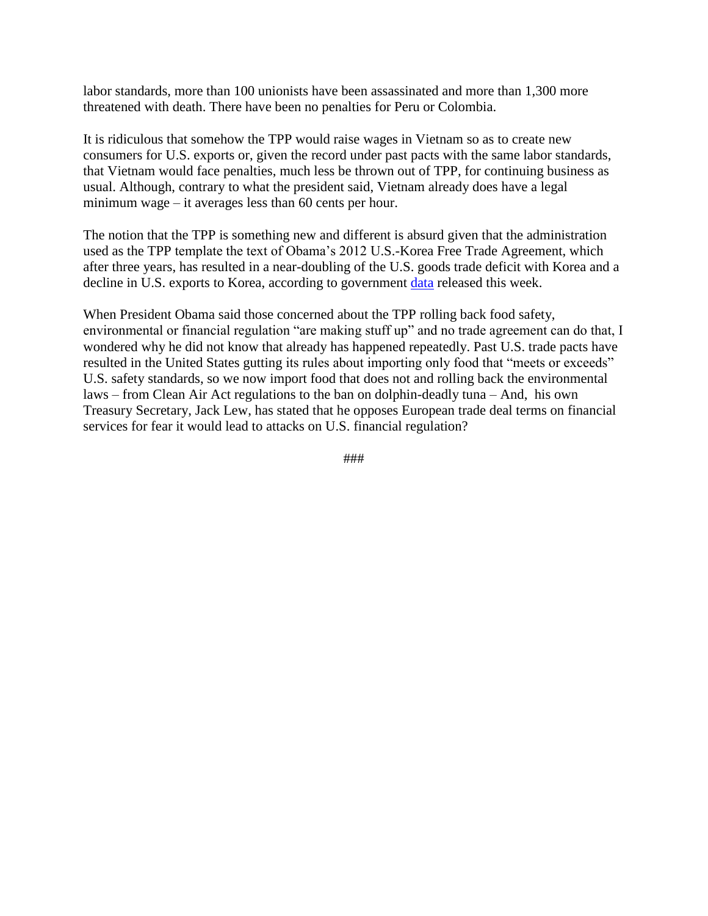labor standards, more than 100 unionists have been assassinated and more than 1,300 more threatened with death. There have been no penalties for Peru or Colombia.

It is ridiculous that somehow the TPP would raise wages in Vietnam so as to create new consumers for U.S. exports or, given the record under past pacts with the same labor standards, that Vietnam would face penalties, much less be thrown out of TPP, for continuing business as usual. Although, contrary to what the president said, Vietnam already does have a legal minimum wage – it averages less than 60 cents per hour.

The notion that the TPP is something new and different is absurd given that the administration used as the TPP template the text of Obama's 2012 U.S.-Korea Free Trade Agreement, which after three years, has resulted in a near-doubling of the U.S. goods trade deficit with Korea and a decline in U.S. exports to Korea, according to government data released this week.

When President Obama said those concerned about the TPP rolling back food safety, environmental or financial regulation "are making stuff up" and no trade agreement can do that, I wondered why he did not know that already has happened repeatedly. Past U.S. trade pacts have resulted in the United States gutting its rules about importing only food that "meets or exceeds" U.S. safety standards, so we now import food that does not and rolling back the environmental laws – from Clean Air Act regulations to the ban on dolphin-deadly tuna – And, his own Treasury Secretary, Jack Lew, has stated that he opposes European trade deal terms on financial services for fear it would lead to attacks on U.S. financial regulation?

###